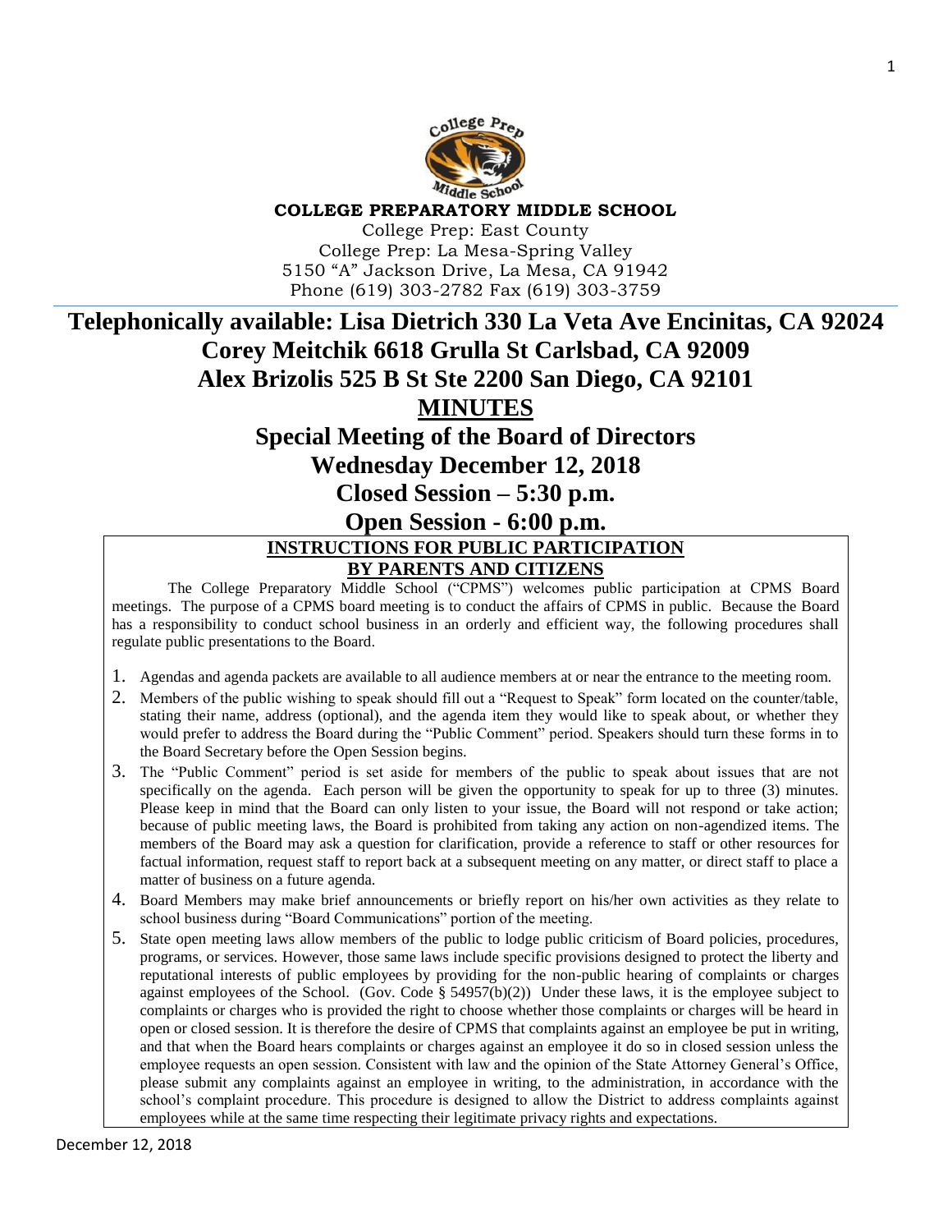**COLLEGE PREPARATORY MIDDLE SCHOOL**

College Prep: East County
College Prep: La Mesa-Spring Valley
5150 "A" Jackson Drive, La Mesa, CA 91942
Phone (619) 303-2782 Fax (619) 303-3759

# Telephonically available: Lisa Dietrich 330 La Veta Ave Encinitas, CA 92024
# Corey Meitchik 6618 Grulla St Carlsbad, CA 92009
# Alex Brizolis 525 B St Ste 2200 San Diego, CA 92101

# MINUTES

## Special Meeting of the Board of Directors
## Wednesday December 12, 2018
## Closed Session – 5:30 p.m.
## Open Session - 6:00 p.m.

### INSTRUCTIONS FOR PUBLIC PARTICIPATION BY PARENTS AND CITIZENS

The College Preparatory Middle School ("CPMS") welcomes public participation at CPMS Board meetings. The purpose of a CPMS board meeting is to conduct the affairs of CPMS in public. Because the Board has a responsibility to conduct school business in an orderly and efficient way, the following procedures shall regulate public presentations to the Board.

1. Agendas and agenda packets are available to all audience members at or near the entrance to the meeting room.
2. Members of the public wishing to speak should fill out a "Request to Speak" form located on the counter/table, stating their name, address (optional), and the agenda item they would like to speak about, or whether they would prefer to address the Board during the "Public Comment" period. Speakers should turn these forms in to the Board Secretary before the Open Session begins.
3. The "Public Comment" period is set aside for members of the public to speak about issues that are not specifically on the agenda. Each person will be given the opportunity to speak for up to three (3) minutes. Please keep in mind that the Board can only listen to your issue, the Board will not respond or take action; because of public meeting laws, the Board is prohibited from taking any action on non-agendized items. The members of the Board may ask a question for clarification, provide a reference to staff or other resources for factual information, request staff to report back at a subsequent meeting on any matter, or direct staff to place a matter of business on a future agenda.
4. Board Members may make brief announcements or briefly report on his/her own activities as they relate to school business during "Board Communications" portion of the meeting.
5. State open meeting laws allow members of the public to lodge public criticism of Board policies, procedures, programs, or services. However, those same laws include specific provisions designed to protect the liberty and reputational interests of public employees by providing for the non-public hearing of complaints or charges against employees of the School. (Gov. Code § 54957(b)(2)) Under these laws, it is the employee subject to complaints or charges who is provided the right to choose whether those complaints or charges will be heard in open or closed session. It is therefore the desire of CPMS that complaints against an employee be put in writing, and that when the Board hears complaints or charges against an employee it do so in closed session unless the employee requests an open session. Consistent with law and the opinion of the State Attorney General's Office, please submit any complaints against an employee in writing, to the administration, in accordance with the school's complaint procedure. This procedure is designed to allow the District to address complaints against employees while at the same time respecting their legitimate privacy rights and expectations.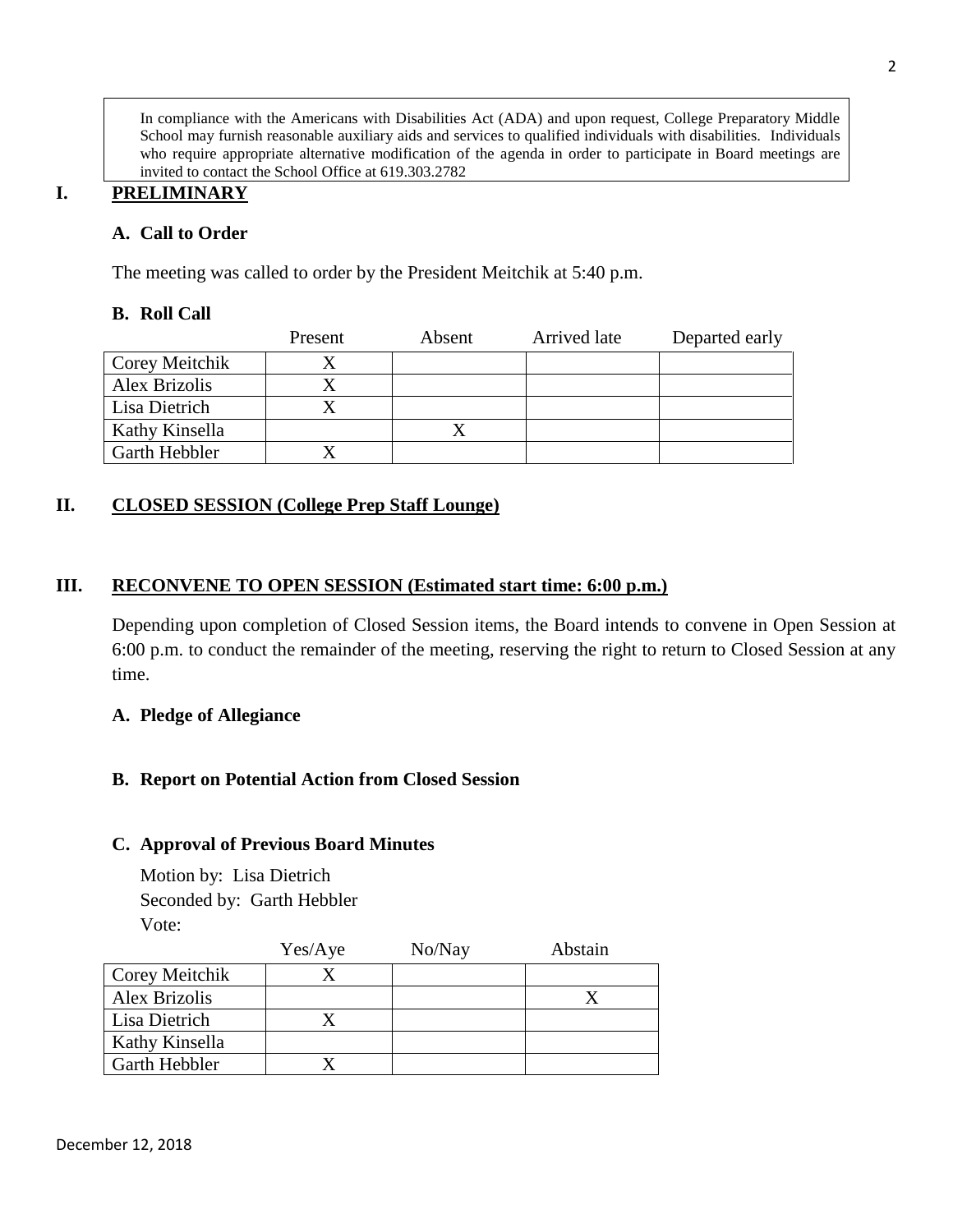In compliance with the Americans with Disabilities Act (ADA) and upon request, College Preparatory Middle School may furnish reasonable auxiliary aids and services to qualified individuals with disabilities. Individuals who require appropriate alternative modification of the agenda in order to participate in Board meetings are invited to contact the School Office at 619.303.2782

## I. PRELIMINARY

### A. Call to Order

The meeting was called to order by the President Meitchik at 5:40 p.m.

### B. Roll Call

| | Present | Absent | Arrived late | Departed early |
|---|---|---|---|---|
| Corey Meitchik | X | | | |
| Alex Brizolis | X | | | |
| Lisa Dietrich | X | | | |
| Kathy Kinsella | | X | | |
| Garth Hebbler | X | | | |

## II. CLOSED SESSION (College Prep Staff Lounge)

## III. RECONVENE TO OPEN SESSION (Estimated start time: 6:00 p.m.)

Depending upon completion of Closed Session items, the Board intends to convene in Open Session at 6:00 p.m. to conduct the remainder of the meeting, reserving the right to return to Closed Session at any time.

### A. Pledge of Allegiance

### B. Report on Potential Action from Closed Session

### C. Approval of Previous Board Minutes

Motion by: Lisa Dietrich
Seconded by: Garth Hebbler
Vote:

| | Yes/Aye | No/Nay | Abstain |
|---|---|---|---|
| Corey Meitchik | X | | |
| Alex Brizolis | | | X |
| Lisa Dietrich | X | | |
| Kathy Kinsella | | | |
| Garth Hebbler | X | | |

December 12, 2018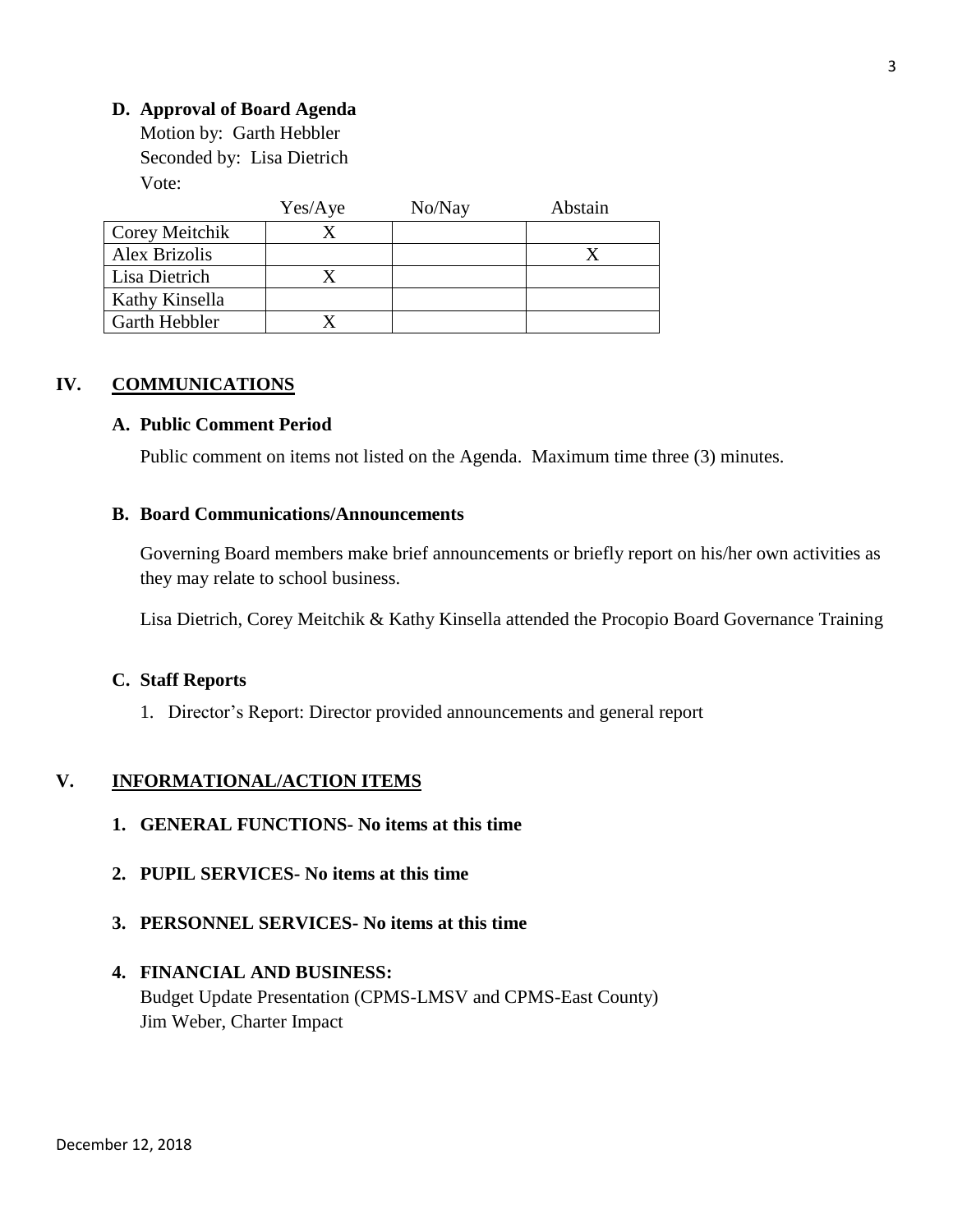**D. Approval of Board Agenda**

Motion by: Garth Hebbler
Seconded by: Lisa Dietrich
Vote:

| | Yes/Aye | No/Nay | Abstain |
|---|---|---|---|
| Corey Meitchik | X | | |
| Alex Brizolis | | | X |
| Lisa Dietrich | X | | |
| Kathy Kinsella | | | |
| Garth Hebbler | X | | |

## IV. COMMUNICATIONS

**A. Public Comment Period**

Public comment on items not listed on the Agenda. Maximum time three (3) minutes.

**B. Board Communications/Announcements**

Governing Board members make brief announcements or briefly report on his/her own activities as they may relate to school business.

Lisa Dietrich, Corey Meitchik & Kathy Kinsella attended the Procopio Board Governance Training

**C. Staff Reports**

1. Director's Report: Director provided announcements and general report

## V. INFORMATIONAL/ACTION ITEMS

**1. GENERAL FUNCTIONS- No items at this time**

**2. PUPIL SERVICES- No items at this time**

**3. PERSONNEL SERVICES- No items at this time**

**4. FINANCIAL AND BUSINESS:**

Budget Update Presentation (CPMS-LMSV and CPMS-East County)
Jim Weber, Charter Impact

December 12, 2018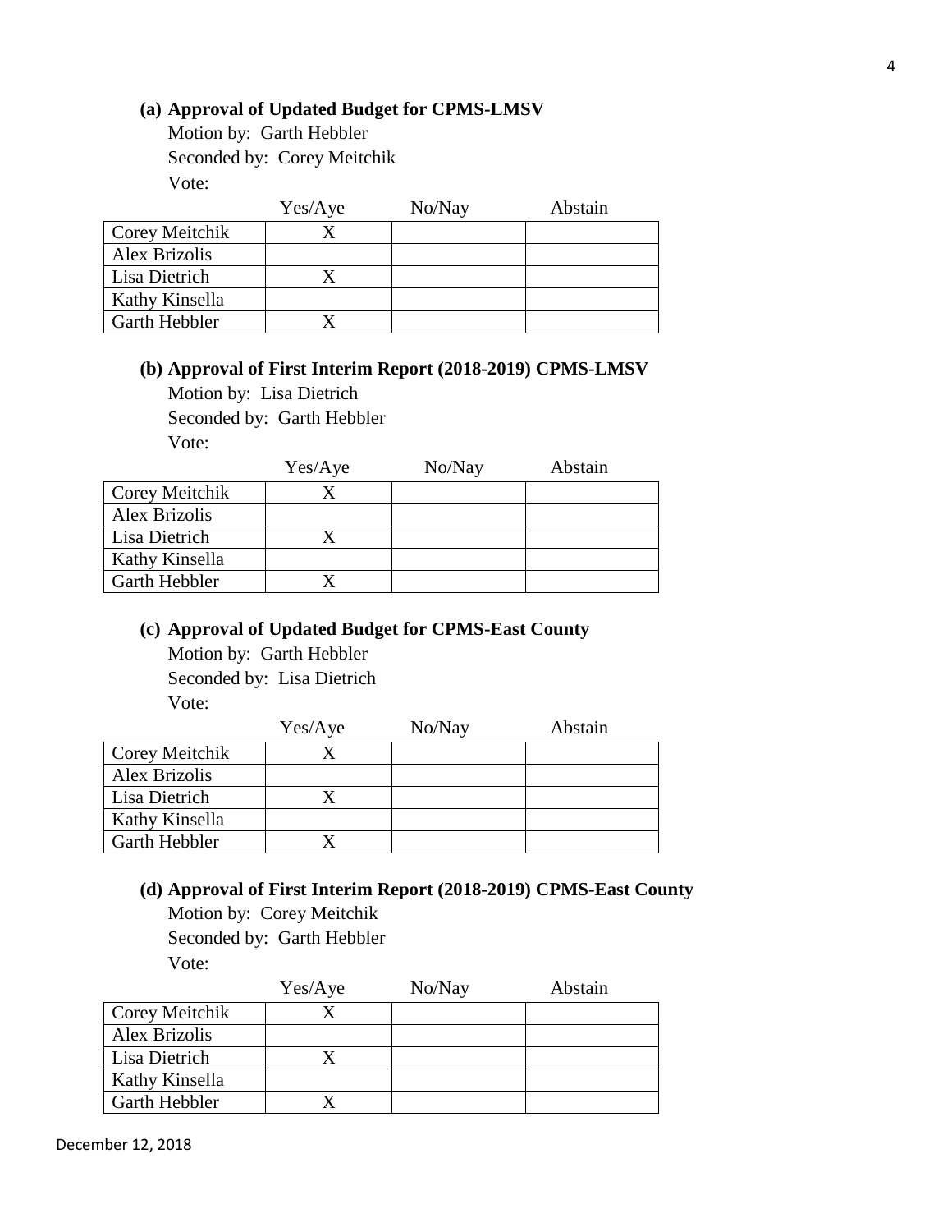**(a) Approval of Updated Budget for CPMS-LMSV**

Motion by: Garth Hebbler
Seconded by: Corey Meitchik
Vote:

| | Yes/Aye | No/Nay | Abstain |
|---|---|---|---|
| Corey Meitchik | X | | |
| Alex Brizolis | | | |
| Lisa Dietrich | X | | |
| Kathy Kinsella | | | |
| Garth Hebbler | X | | |

**(b) Approval of First Interim Report (2018-2019) CPMS-LMSV**

Motion by: Lisa Dietrich
Seconded by: Garth Hebbler
Vote:

| | Yes/Aye | No/Nay | Abstain |
|---|---|---|---|
| Corey Meitchik | X | | |
| Alex Brizolis | | | |
| Lisa Dietrich | X | | |
| Kathy Kinsella | | | |
| Garth Hebbler | X | | |

**(c) Approval of Updated Budget for CPMS-East County**

Motion by: Garth Hebbler
Seconded by: Lisa Dietrich
Vote:

| | Yes/Aye | No/Nay | Abstain |
|---|---|---|---|
| Corey Meitchik | X | | |
| Alex Brizolis | | | |
| Lisa Dietrich | X | | |
| Kathy Kinsella | | | |
| Garth Hebbler | X | | |

**(d) Approval of First Interim Report (2018-2019) CPMS-East County**

Motion by: Corey Meitchik
Seconded by: Garth Hebbler
Vote:

| | Yes/Aye | No/Nay | Abstain |
|---|---|---|---|
| Corey Meitchik | X | | |
| Alex Brizolis | | | |
| Lisa Dietrich | X | | |
| Kathy Kinsella | | | |
| Garth Hebbler | X | | |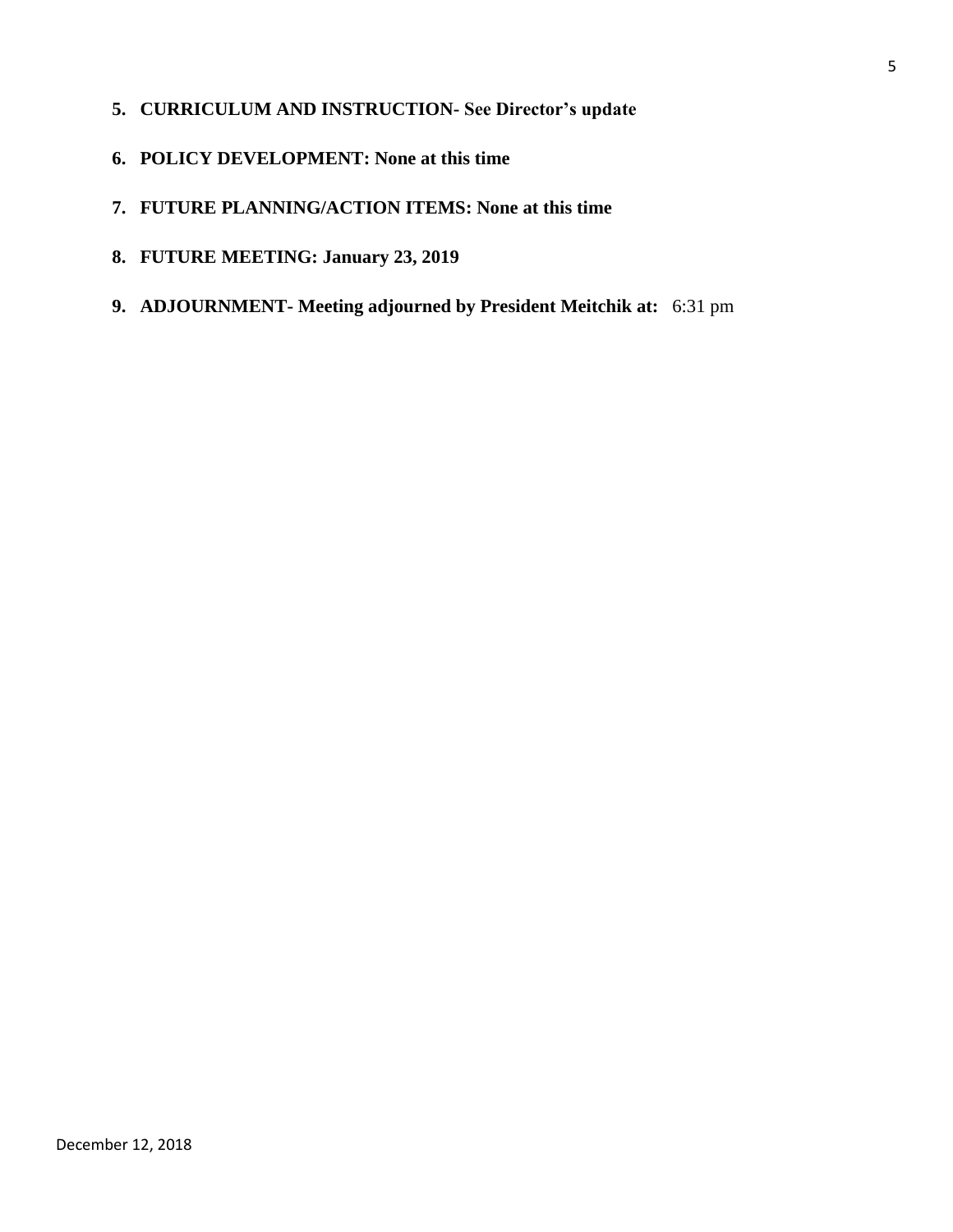5. **CURRICULUM AND INSTRUCTION- See Director's update**

6. **POLICY DEVELOPMENT: None at this time**

7. **FUTURE PLANNING/ACTION ITEMS: None at this time**

8. **FUTURE MEETING: January 23, 2019**

9. **ADJOURNMENT- Meeting adjourned by President Meitchik at:** 6:31 pm

December 12, 2018